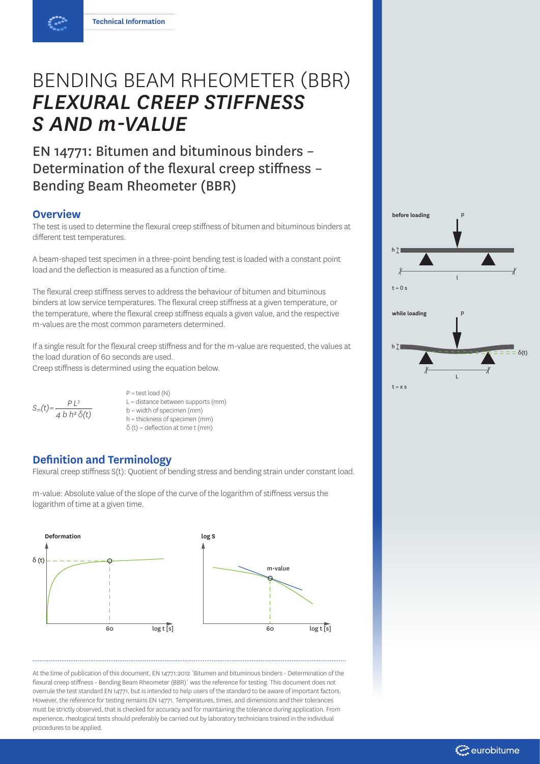# BENDING BEAM RHEOMETER (BBR) *FLEXURAL CREEP STIFFNESS S AND m-VALUE*

## EN 14771: Bitumen and bituminous binders – Determination of the flexural creep stiffness – Bending Beam Rheometer (BBR)

### Overview

The test is used to determine the flexural creep stiffness of bitumen and bituminous binders at different test temperatures.

A beam-shaped test specimen in a three-point bending test is loaded with a constant point load and the deflection is measured as a function of time.

The flexural creep stiffness serves to address the behaviour of bitumen and bituminous binders at low service temperatures. The flexural creep stiffness at a given temperature, or the temperature, where the flexural creep stiffness equals a given value, and the respective m-values are the most common parameters determined.

If a single result for the flexural creep stiffness and for the m-value are requested, the values at the load duration of 60 seconds are used.
Creep stiffness is determined using the equation below.

$$S_m(t) = \frac{P\,L^3}{4\,b\,h^3\,\delta(t)}$$

P = test load (N)
L = distance between supports (mm)
b = width of specimen (mm)
h = thickness of specimen (mm)
δ (t) = deflection at time t (mm)

### Definition and Terminology

Flexural creep stiffness S(t): Quotient of bending stress and bending strain under constant load.

m-value: Absolute value of the slope of the curve of the logarithm of stiffness versus the logarithm of time at a given time.

---

At the time of publication of this document, EN 14771:2012 `Bitumen and bituminous binders - Determination of the flexural creep stiffness - Bending Beam Rheometer (BBR)` was the reference for testing. This document does not overrule the test standard EN 14771, but is intended to help users of the standard to be aware of important factors. However, the reference for testing remains EN 14771. Temperatures, times, and dimensions and their tolerances must be strictly observed, that is checked for accuracy and for maintaining the tolerance during application. From experience, rheological tests should preferably be carried out by laboratory technicians trained in the individual procedures to be applied.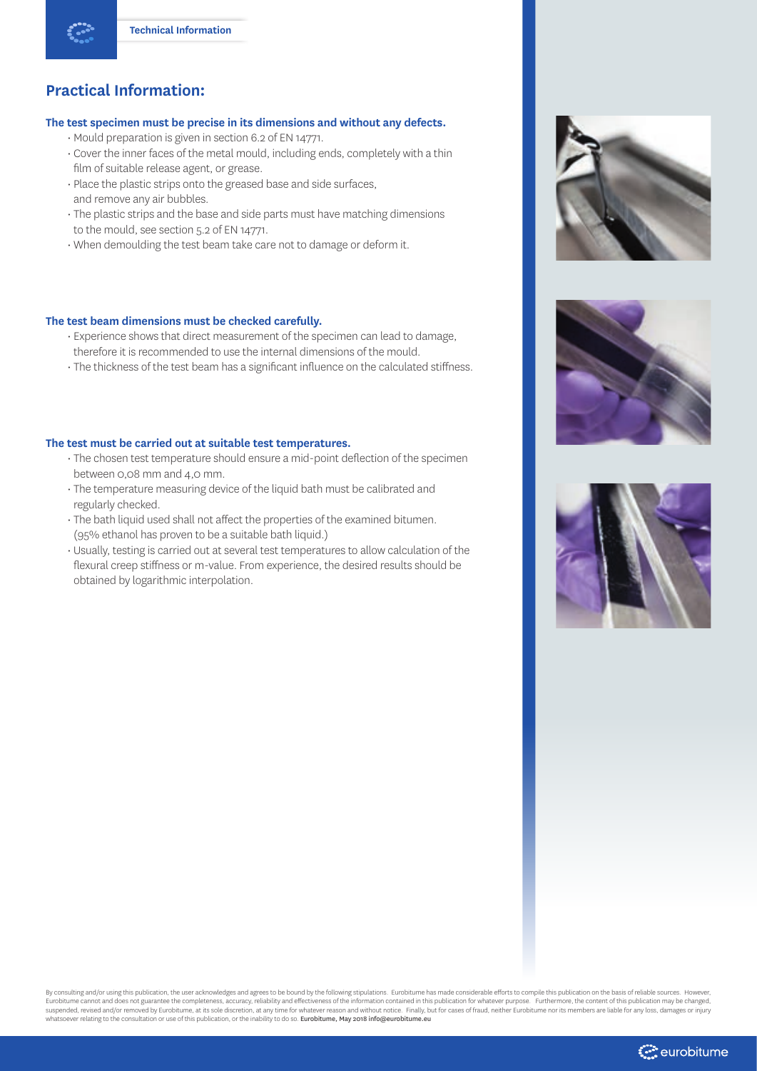## Practical Information:

**The test specimen must be precise in its dimensions and without any defects.**

- Mould preparation is given in section 6.2 of EN 14771.
- Cover the inner faces of the metal mould, including ends, completely with a thin film of suitable release agent, or grease.
- Place the plastic strips onto the greased base and side surfaces, and remove any air bubbles.
- The plastic strips and the base and side parts must have matching dimensions to the mould, see section 5.2 of EN 14771.
- When demoulding the test beam take care not to damage or deform it.

**The test beam dimensions must be checked carefully.**

- Experience shows that direct measurement of the specimen can lead to damage, therefore it is recommended to use the internal dimensions of the mould.
- The thickness of the test beam has a significant influence on the calculated stiffness.

**The test must be carried out at suitable test temperatures.**

- The chosen test temperature should ensure a mid-point deflection of the specimen between 0,08 mm and 4,0 mm.
- The temperature measuring device of the liquid bath must be calibrated and regularly checked.
- The bath liquid used shall not affect the properties of the examined bitumen. (95% ethanol has proven to be a suitable bath liquid.)
- Usually, testing is carried out at several test temperatures to allow calculation of the flexural creep stiffness or m-value. From experience, the desired results should be obtained by logarithmic interpolation.

By consulting and/or using this publication, the user acknowledges and agrees to be bound by the following stipulations. Eurobitume has made considerable efforts to compile this publication on the basis of reliable sources. However, Eurobitume cannot and does not guarantee the completeness, accuracy, reliability and effectiveness of the information contained in this publication for whatever purpose. Furthermore, the content of this publication may be changed, suspended, revised and/or removed by Eurobitume, at its sole discretion, at any time for whatever reason and without notice. Finally, but for cases of fraud, neither Eurobitume nor its members are liable for any loss, damages or injury whatsoever relating to the consultation or use of this publication, or the inability to do so. **Eurobitume, May 2018 info@eurobitume.eu**